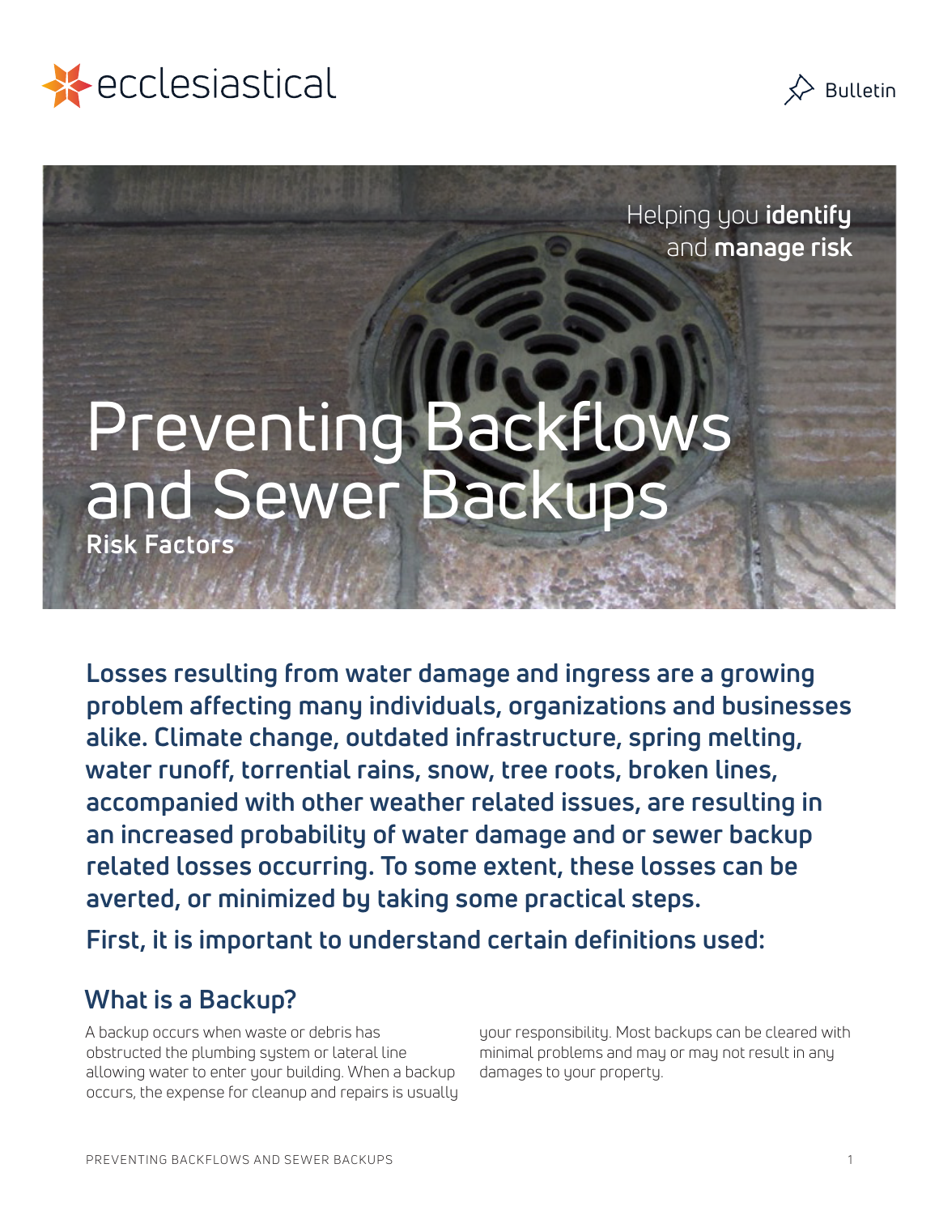ecclesiastical

Bulletin

Helping you **identify** and **manage risk**

# Preventing Backflows and Sewer Backups

**Risk Factors**

**Losses resulting from water damage and ingress are a growing problem affecting many individuals, organizations and businesses alike. Climate change, outdated infrastructure, spring melting, water runoff, torrential rains, snow, tree roots, broken lines, accompanied with other weather related issues, are resulting in an increased probability of water damage and or sewer backup related losses occurring. To some extent, these losses can be averted, or minimized by taking some practical steps.**

**First, it is important to understand certain definitions used:**

## What is a Backup?

A backup occurs when waste or debris has obstructed the plumbing system or lateral line allowing water to enter your building. When a backup occurs, the expense for cleanup and repairs is usually your responsibility. Most backups can be cleared with minimal problems and may or may not result in any damages to your property.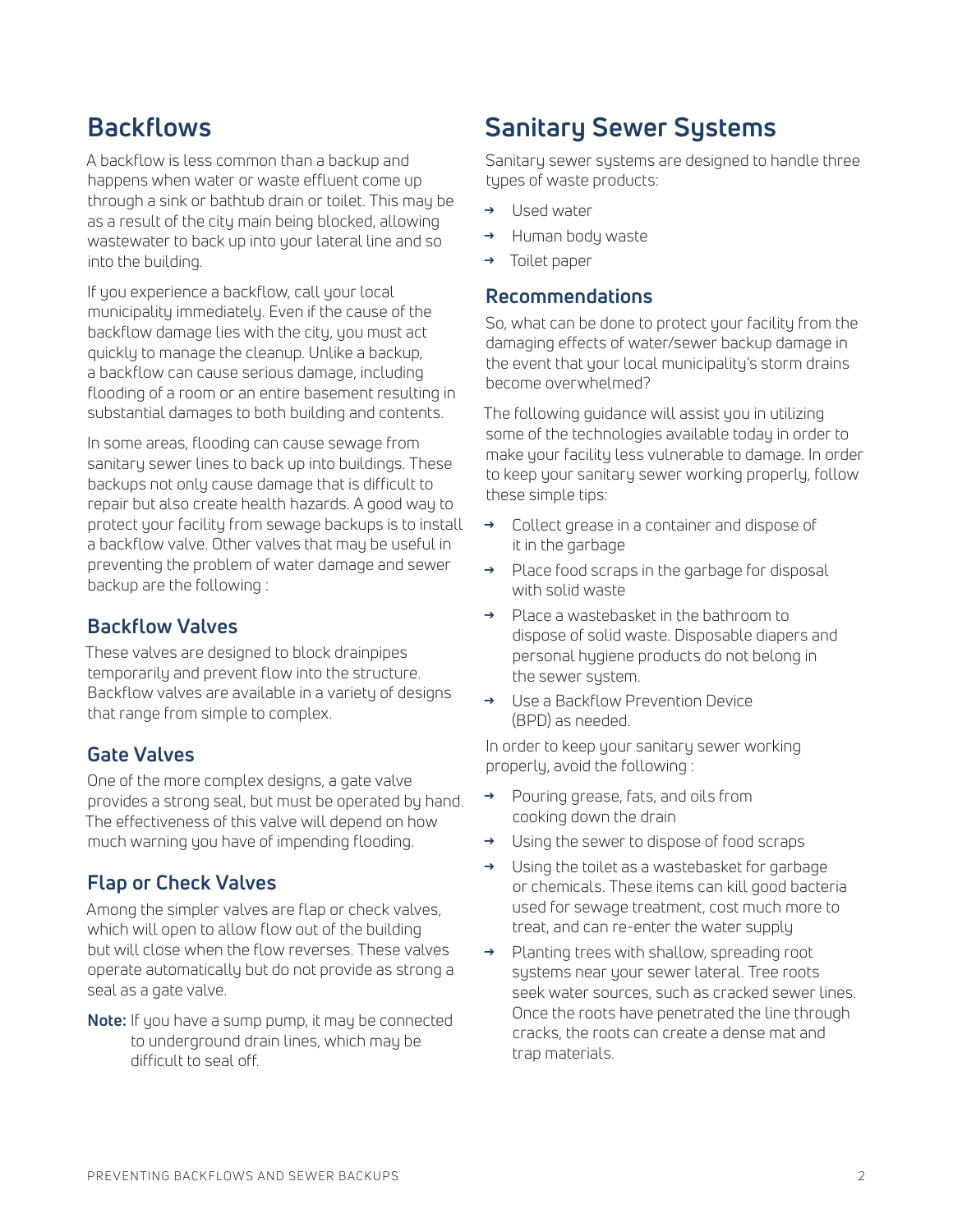# Backflows

A backflow is less common than a backup and happens when water or waste effluent come up through a sink or bathtub drain or toilet. This may be as a result of the city main being blocked, allowing wastewater to back up into your lateral line and so into the building.

If you experience a backflow, call your local municipality immediately. Even if the cause of the backflow damage lies with the city, you must act quickly to manage the cleanup. Unlike a backup, a backflow can cause serious damage, including flooding of a room or an entire basement resulting in substantial damages to both building and contents.

In some areas, flooding can cause sewage from sanitary sewer lines to back up into buildings. These backups not only cause damage that is difficult to repair but also create health hazards. A good way to protect your facility from sewage backups is to install a backflow valve. Other valves that may be useful in preventing the problem of water damage and sewer backup are the following :

## Backflow Valves

These valves are designed to block drainpipes temporarily and prevent flow into the structure. Backflow valves are available in a variety of designs that range from simple to complex.

## Gate Valves

One of the more complex designs, a gate valve provides a strong seal, but must be operated by hand. The effectiveness of this valve will depend on how much warning you have of impending flooding.

## Flap or Check Valves

Among the simpler valves are flap or check valves, which will open to allow flow out of the building but will close when the flow reverses. These valves operate automatically but do not provide as strong a seal as a gate valve.

**Note:** If you have a sump pump, it may be connected to underground drain lines, which may be difficult to seal off.

# Sanitary Sewer Systems

Sanitary sewer systems are designed to handle three types of waste products:

- Used water
- Human body waste
- Toilet paper

## Recommendations

So, what can be done to protect your facility from the damaging effects of water/sewer backup damage in the event that your local municipality's storm drains become overwhelmed?

The following guidance will assist you in utilizing some of the technologies available today in order to make your facility less vulnerable to damage. In order to keep your sanitary sewer working properly, follow these simple tips:

- Collect grease in a container and dispose of it in the garbage
- Place food scraps in the garbage for disposal with solid waste
- Place a wastebasket in the bathroom to dispose of solid waste. Disposable diapers and personal hygiene products do not belong in the sewer system.
- Use a Backflow Prevention Device (BPD) as needed.

In order to keep your sanitary sewer working properly, avoid the following :

- Pouring grease, fats, and oils from cooking down the drain
- Using the sewer to dispose of food scraps
- Using the toilet as a wastebasket for garbage or chemicals. These items can kill good bacteria used for sewage treatment, cost much more to treat, and can re-enter the water supply
- Planting trees with shallow, spreading root systems near your sewer lateral. Tree roots seek water sources, such as cracked sewer lines. Once the roots have penetrated the line through cracks, the roots can create a dense mat and trap materials.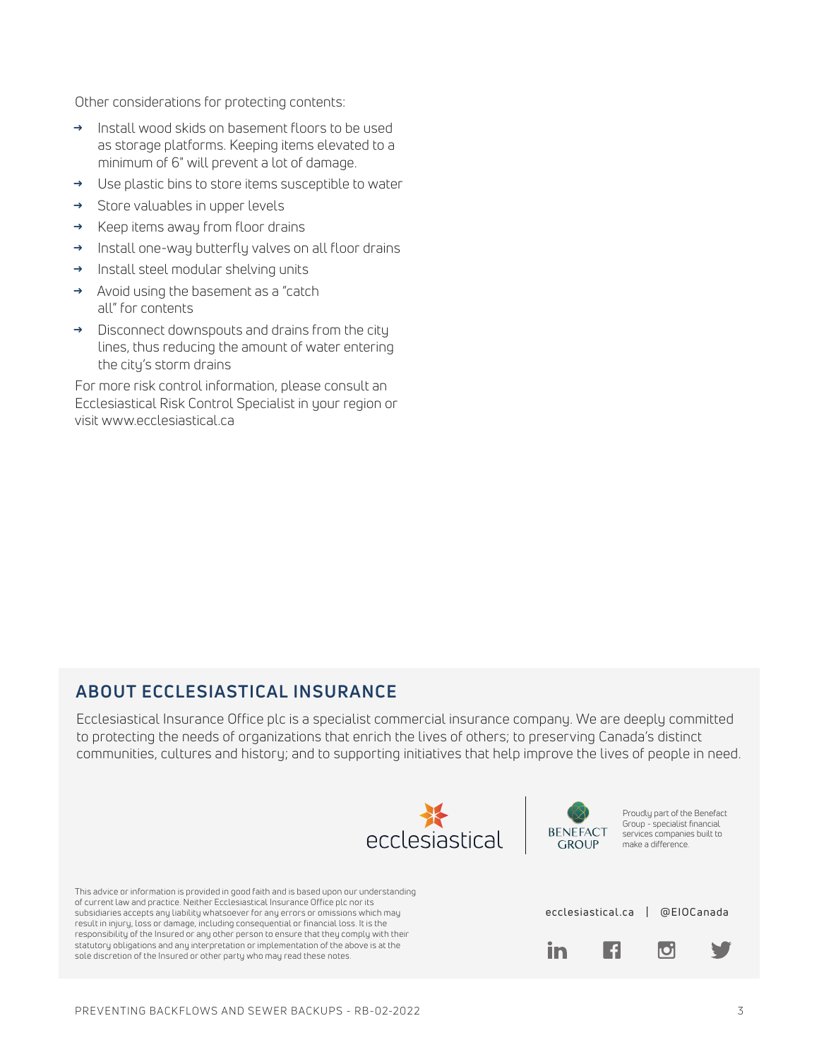Other considerations for protecting contents:

- Install wood skids on basement floors to be used as storage platforms. Keeping items elevated to a minimum of 6" will prevent a lot of damage.
- Use plastic bins to store items susceptible to water
- Store valuables in upper levels
- Keep items away from floor drains
- Install one-way butterfly valves on all floor drains
- Install steel modular shelving units
- Avoid using the basement as a "catch all" for contents
- Disconnect downspouts and drains from the city lines, thus reducing the amount of water entering the city's storm drains

For more risk control information, please consult an Ecclesiastical Risk Control Specialist in your region or visit www.ecclesiastical.ca

## ABOUT ECCLESIASTICAL INSURANCE

Ecclesiastical Insurance Office plc is a specialist commercial insurance company. We are deeply committed to protecting the needs of organizations that enrich the lives of others; to preserving Canada's distinct communities, cultures and history; and to supporting initiatives that help improve the lives of people in need.

ecclesiastical

BENEFACT GROUP

Proudly part of the Benefact Group - specialist financial services companies built to make a difference.

This advice or information is provided in good faith and is based upon our understanding of current law and practice. Neither Ecclesiastical Insurance Office plc nor its subsidiaries accepts any liability whatsoever for any errors or omissions which may result in injury, loss or damage, including consequential or financial loss. It is the responsibility of the Insured or any other person to ensure that they comply with their statutory obligations and any interpretation or implementation of the above is at the sole discretion of the Insured or other party who may read these notes.

ecclesiastical.ca | @EIOCanada